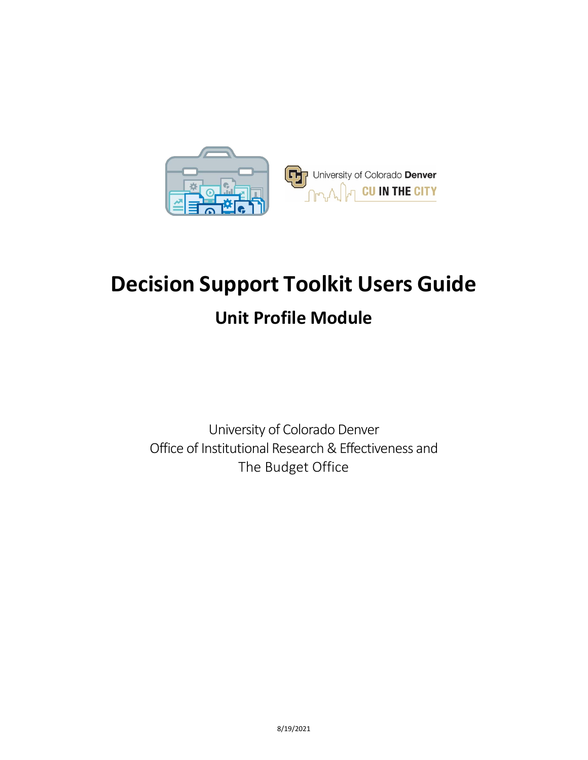# Decision Support Toolkit Users Guide

## Unit Profile Module

University of Colorado Denver
Office of Institutional Research & Effectiveness and
The Budget Office

8/19/2021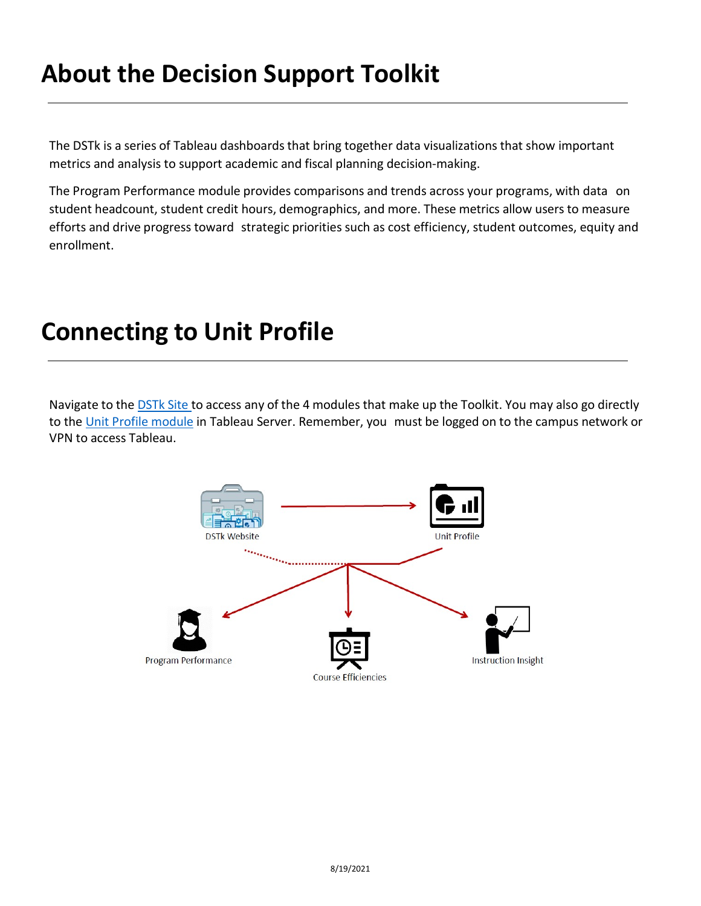# About the Decision Support Toolkit

The DSTk is a series of Tableau dashboards that bring together data visualizations that show important metrics and analysis to support academic and fiscal planning decision-making.

The Program Performance module provides comparisons and trends across your programs, with data on student headcount, student credit hours, demographics, and more. These metrics allow users to measure efforts and drive progress toward strategic priorities such as cost efficiency, student outcomes, equity and enrollment.

# Connecting to Unit Profile

Navigate to the DSTk Site to access any of the 4 modules that make up the Toolkit. You may also go directly to the Unit Profile module in Tableau Server. Remember, you must be logged on to the campus network or VPN to access Tableau.

DSTk Website

Unit Profile

Program Performance

Course Efficiencies

Instruction Insight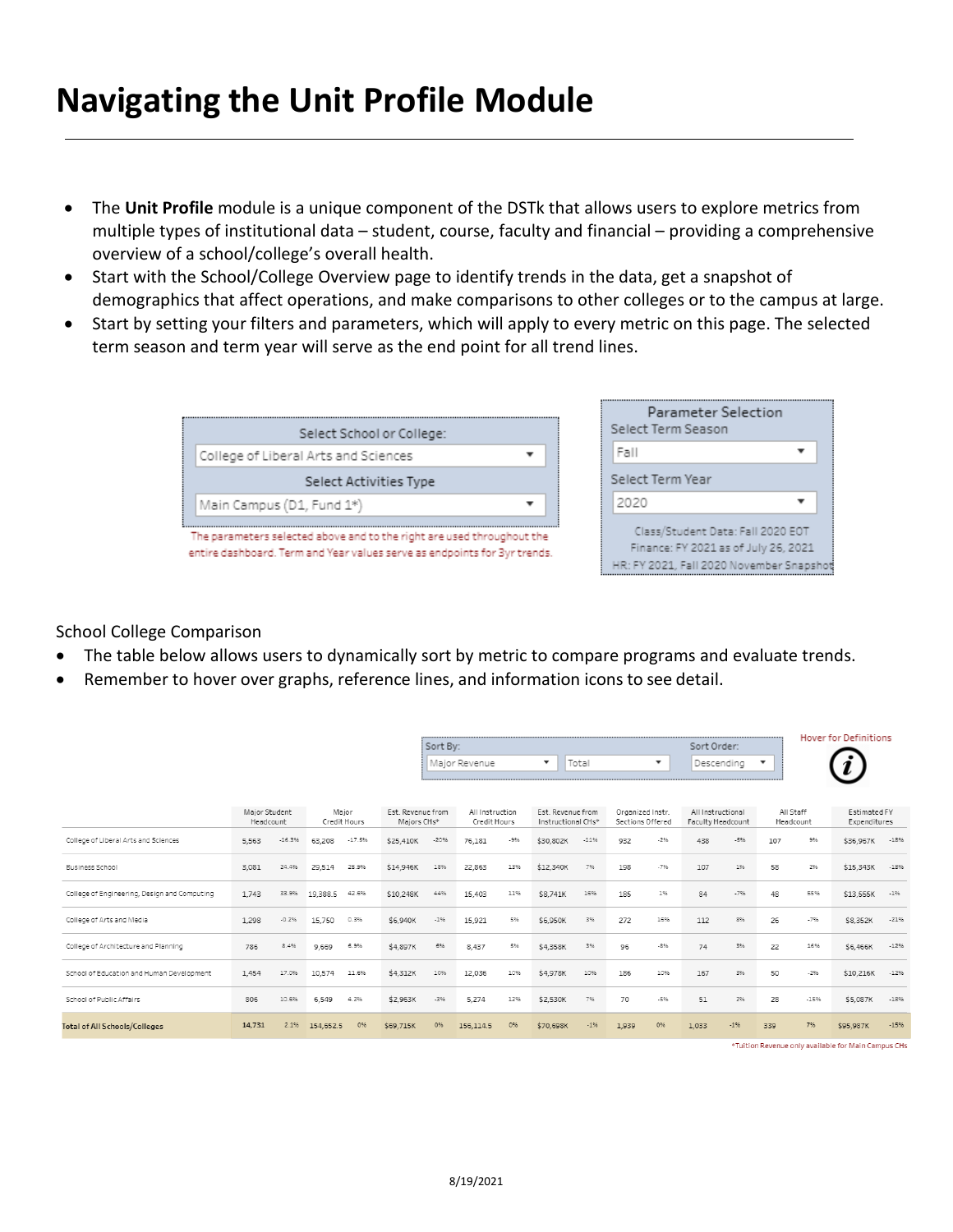# Navigating the Unit Profile Module

- The **Unit Profile** module is a unique component of the DSTk that allows users to explore metrics from multiple types of institutional data – student, course, faculty and financial – providing a comprehensive overview of a school/college's overall health.
- Start with the School/College Overview page to identify trends in the data, get a snapshot of demographics that affect operations, and make comparisons to other colleges or to the campus at large.
- Start by setting your filters and parameters, which will apply to every metric on this page. The selected term season and term year will serve as the end point for all trend lines.

Select School or College: College of Liberal Arts and Sciences

Select Activities Type: Main Campus (D1, Fund 1*)

The parameters selected above and to the right are used throughout the entire dashboard. Term and Year values serve as endpoints for 3yr trends.

Parameter Selection

Select Term Season: Fall

Select Term Year: 2020

Class/Student Data: Fall 2020 EOT
Finance: FY 2021 as of July 26, 2021
HR: FY 2021, Fall 2020 November Snapshot

School College Comparison

- The table below allows users to dynamically sort by metric to compare programs and evaluate trends.
- Remember to hover over graphs, reference lines, and information icons to see detail.

Sort By: Major Revenue | Total

Sort Order: Descending

Hover for Definitions

| | Major Student Headcount | | Major Credit Hours | | Est. Revenue from Majors CHs* | | All Instruction Credit Hours | | Est. Revenue from Instructional CHs* | | Organized Instr. Sections Offered | | All Instructional Faculty Headcount | | All Staff Headcount | | Estimated FY Expenditures | |
|---|---|---|---|---|---|---|---|---|---|---|---|---|---|---|---|---|---|---|
| College of Liberal Arts and Sciences | 5,563 | -16.3% | 63,208 | -17.5% | $25,410K | -20% | 76,181 | -9% | $30,802K | -11% | 932 | -2% | 438 | -8% | 107 | 9% | $36,957K | -18% |
| Business School | 3,081 | 24.4% | 29,514 | 25.9% | $14,946K | 18% | 22,863 | 13% | $12,340K | 7% | 198 | -7% | 107 | 1% | 58 | 2% | $15,343K | -18% |
| College of Engineering, Design and Computing | 1,743 | 33.9% | 19,388.5 | 42.6% | $10,248K | 44% | 15,403 | 11% | $8,741K | 15% | 185 | 1% | 84 | -7% | 48 | 55% | $13,555K | -1% |
| College of Arts and Media | 1,298 | -0.2% | 15,750 | 0.3% | $6,940K | -1% | 15,921 | 5% | $6,950K | 3% | 272 | 16% | 112 | 8% | 26 | -7% | $8,352K | -21% |
| College of Architecture and Planning | 786 | 8.4% | 9,669 | 6.9% | $4,897K | 6% | 8,437 | 5% | $4,358K | 3% | 96 | -8% | 74 | 3% | 22 | 16% | $6,466K | -12% |
| School of Education and Human Development | 1,454 | 17.0% | 10,574 | 11.6% | $4,312K | 10% | 12,036 | 10% | $4,978K | 10% | 186 | 10% | 157 | 8% | 50 | -2% | $10,216K | -12% |
| School of Public Affairs | 806 | 10.5% | 6,549 | 4.2% | $2,963K | -3% | 5,274 | 12% | $2,530K | 7% | 70 | -5% | 51 | 2% | 28 | -15% | $5,087K | -18% |
| **Total of All Schools/Colleges** | 14,731 | 2.1% | 154,652.5 | 0% | $69,715K | 0% | 156,114.5 | 0% | $70,698K | -1% | 1,939 | 0% | 1,033 | -1% | 339 | 7% | $95,987K | -15% |

*Tuition Revenue only available for Main Campus CHs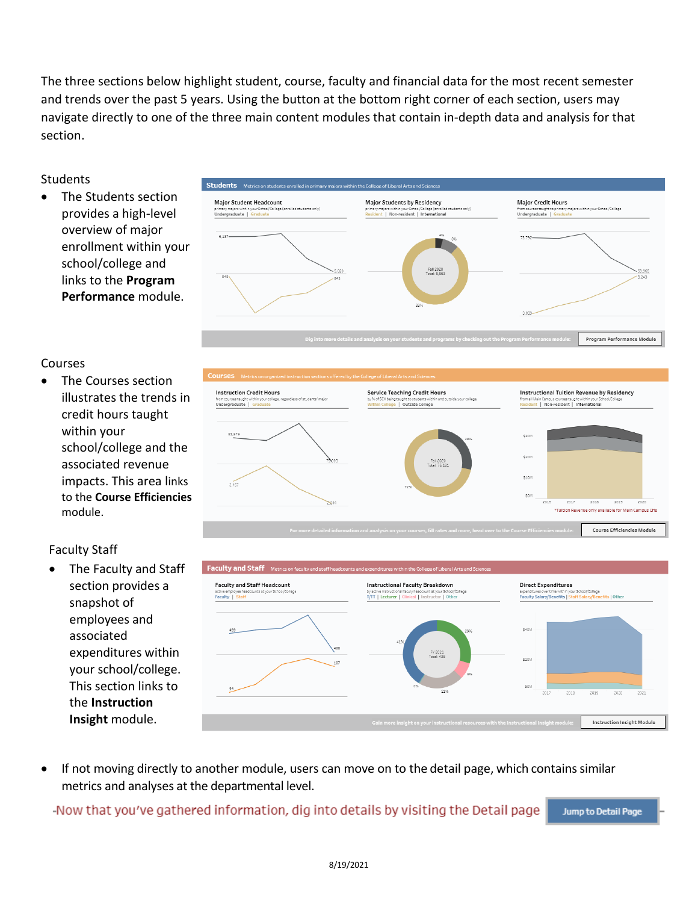The three sections below highlight student, course, faculty and financial data for the most recent semester and trends over the past 5 years. Using the button at the bottom right corner of each section, users may navigate directly to one of the three main content modules that contain in-depth data and analysis for that section.

Students

- The Students section provides a high-level overview of major enrollment within your school/college and links to the **Program Performance** module.

Courses

- The Courses section illustrates the trends in credit hours taught within your school/college and the associated revenue impacts. This area links to the **Course Efficiencies** module.

Faculty Staff

- The Faculty and Staff section provides a snapshot of employees and associated expenditures within your school/college. This section links to the **Instruction Insight** module.

- If not moving directly to another module, users can move on to the detail page, which contains similar metrics and analyses at the departmental level.

Now that you've gathered information, dig into details by visiting the Detail page **Jump to Detail Page**

8/19/2021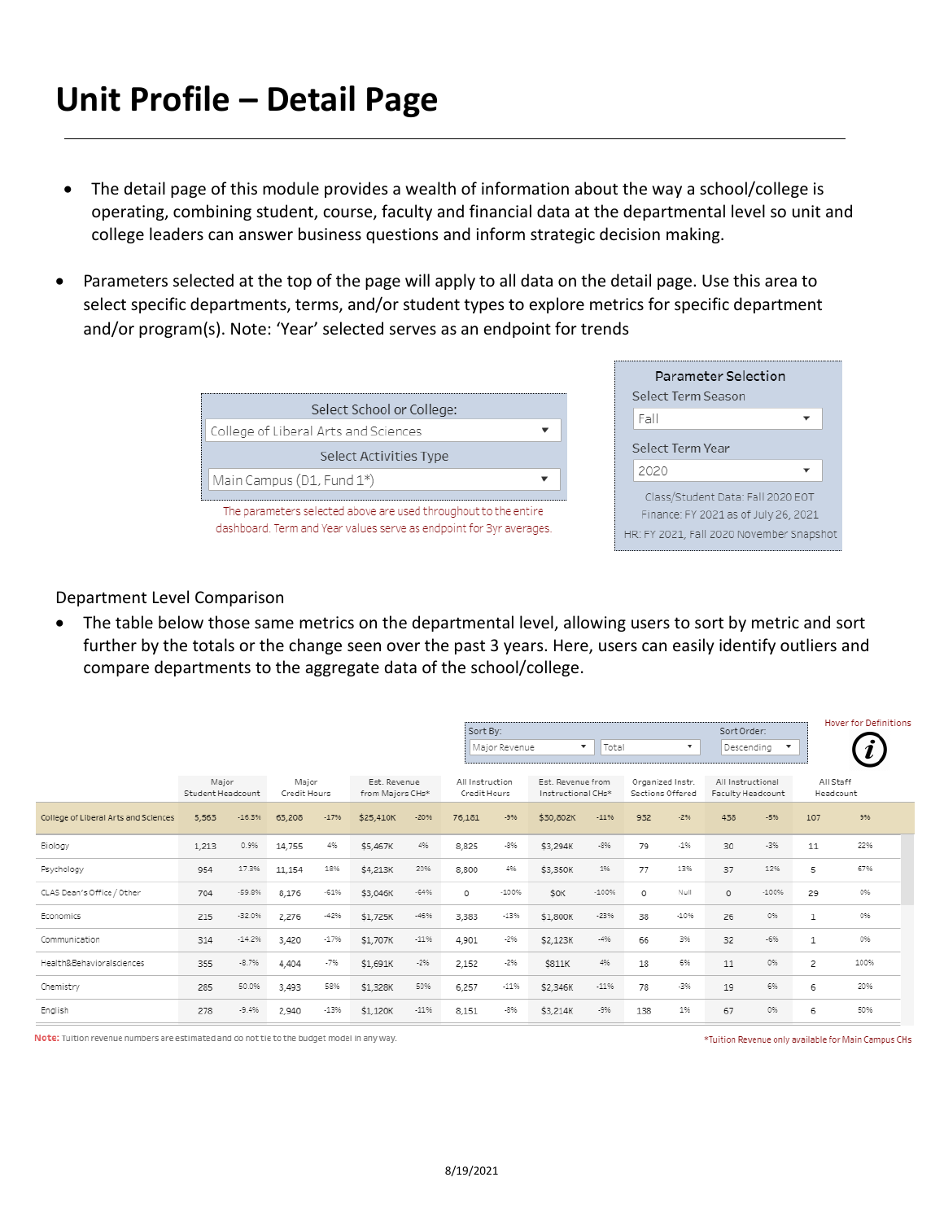# Unit Profile – Detail Page

- The detail page of this module provides a wealth of information about the way a school/college is operating, combining student, course, faculty and financial data at the departmental level so unit and college leaders can answer business questions and inform strategic decision making.
- Parameters selected at the top of the page will apply to all data on the detail page. Use this area to select specific departments, terms, and/or student types to explore metrics for specific department and/or program(s). Note: 'Year' selected serves as an endpoint for trends

Select School or College:
College of Liberal Arts and Sciences
Select Activities Type
Main Campus (D1, Fund 1*)

The parameters selected above are used throughout to the entire dashboard. Term and Year values serve as endpoint for 3yr averages.

Parameter Selection
Select Term Season
Fall
Select Term Year
2020
Class/Student Data: Fall 2020 EOT
Finance: FY 2021 as of July 26, 2021
HR: FY 2021, Fall 2020 November Snapshot

Department Level Comparison

- The table below those same metrics on the departmental level, allowing users to sort by metric and sort further by the totals or the change seen over the past 3 years. Here, users can easily identify outliers and compare departments to the aggregate data of the school/college.

Sort By: Major Revenue | Total
Sort Order: Descending
Hover for Definitions

| | Major Student Headcount | | Major Credit Hours | | Est. Revenue from Majors CHs* | | All Instruction Credit Hours | | Est. Revenue from Instructional CHs* | | Organized Instr. Sections Offered | | All Instructional Faculty Headcount | | All Staff Headcount | |
|---|---|---|---|---|---|---|---|---|---|---|---|---|---|---|---|---|
| College of Liberal Arts and Sciences | 5,563 | -16.3% | 63,208 | -17% | $25,410K | -20% | 76,181 | -9% | $30,802K | -11% | 932 | -2% | 438 | -5% | 107 | 9% |
| Biology | 1,213 | 0.9% | 14,755 | 4% | $5,467K | 4% | 8,825 | -8% | $3,294K | -8% | 79 | -1% | 30 | -3% | 11 | 22% |
| Psychology | 954 | 17.3% | 11,154 | 18% | $4,213K | 20% | 8,800 | 4% | $3,350K | 1% | 77 | 13% | 37 | 12% | 5 | 67% |
| CLAS Dean's Office / Other | 704 | -59.8% | 8,176 | -61% | $3,046K | -64% | 0 | -100% | $0K | -100% | 0 | Null | 0 | -100% | 29 | 0% |
| Economics | 215 | -32.0% | 2,276 | -42% | $1,725K | -45% | 3,383 | -13% | $1,800K | -23% | 38 | -10% | 26 | 0% | 1 | 0% |
| Communication | 314 | -14.2% | 3,420 | -17% | $1,707K | -11% | 4,901 | -2% | $2,123K | -4% | 66 | 3% | 32 | -6% | 1 | 0% |
| Health&Behavioralsciences | 355 | -8.7% | 4,404 | -7% | $1,691K | -2% | 2,152 | -2% | $811K | 4% | 18 | 6% | 11 | 0% | 2 | 100% |
| Chemistry | 285 | 50.0% | 3,493 | 58% | $1,328K | 50% | 6,257 | -11% | $2,346K | -11% | 78 | -3% | 19 | 6% | 6 | 20% |
| English | 278 | -9.4% | 2,940 | -13% | $1,120K | -11% | 8,151 | -8% | $3,214K | -5% | 138 | 1% | 67 | 0% | 6 | 50% |

**Note:** Tuition revenue numbers are estimated and do not tie to the budget model in any way.

*Tuition Revenue only available for Main Campus CHs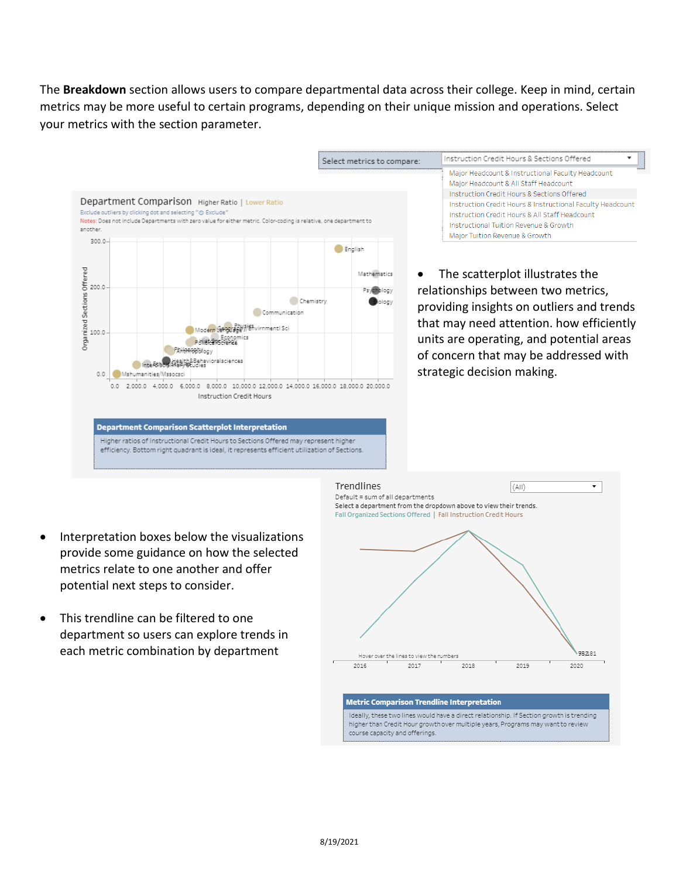The **Breakdown** section allows users to compare departmental data across their college. Keep in mind, certain metrics may be more useful to certain programs, depending on their unique mission and operations. Select your metrics with the section parameter.

Select metrics to compare: Instruction Credit Hours & Sections Offered

- Major Headcount & Instructional Faculty Headcount
- Major Headcount & All Staff Headcount
- Instruction Credit Hours & Sections Offered
- Instruction Credit Hours & Instructional Faculty Headcount
- Instruction Credit Hours & All Staff Headcount
- Instructional Tuition Revenue & Growth
- Major Tuition Revenue & Growth

**Department Comparison** Higher Ratio | Lower Ratio

Exclude outliers by clicking dot and selecting "Exclude"

Notes: Does not include Departments with zero value for either metric. Color-coding is relative, one department to another.

**Department Comparison Scatterplot Interpretation**

Higher ratios of Instructional Credit Hours to Sections Offered may represent higher efficiency. Bottom right quadrant is ideal, it represents efficient utilization of Sections.

- The scatterplot illustrates the relationships between two metrics, providing insights on outliers and trends that may need attention. how efficiently units are operating, and potential areas of concern that may be addressed with strategic decision making.

**Trendlines**

Default = sum of all departments

Select a department from the dropdown above to view their trends.

Fall Organized Sections Offered | Fall Instruction Credit Hours

Hover over the lines to view the numbers

**Metric Comparison Trendline Interpretation**

Ideally, these two lines would have a direct relationship. If Section growth is trending higher than Credit Hour growth over multiple years, Programs may want to review course capacity and offerings.

- Interpretation boxes below the visualizations provide some guidance on how the selected metrics relate to one another and offer potential next steps to consider.
- This trendline can be filtered to one department so users can explore trends in each metric combination by department

8/19/2021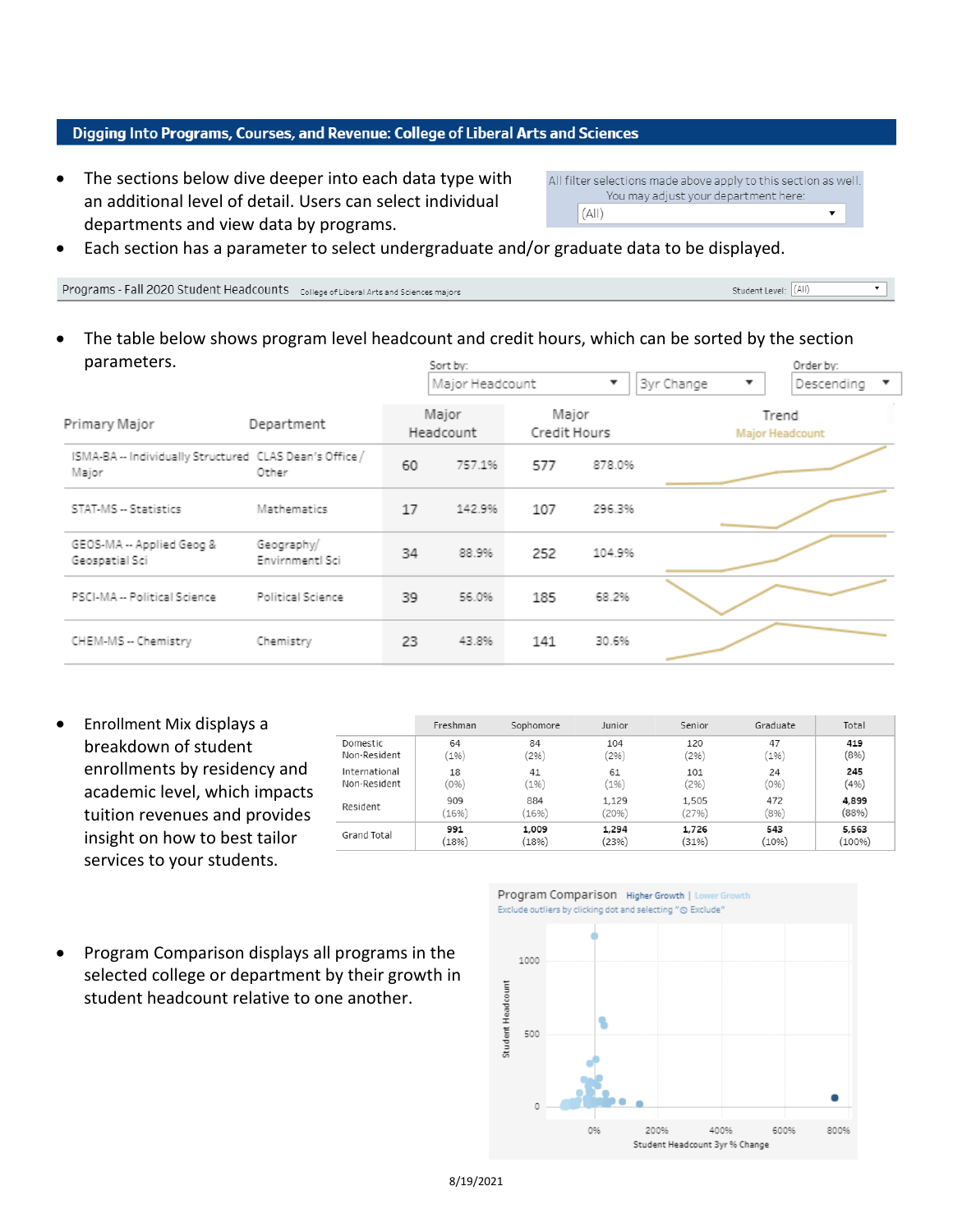## Digging Into Programs, Courses, and Revenue: College of Liberal Arts and Sciences

- The sections below dive deeper into each data type with an additional level of detail. Users can select individual departments and view data by programs.

All filter selections made above apply to this section as well. You may adjust your department here: (All)

- Each section has a parameter to select undergraduate and/or graduate data to be displayed.

Programs - Fall 2020 Student Headcounts College of Liberal Arts and Sciences majors Student Level: (All)

- The table below shows program level headcount and credit hours, which can be sorted by the section parameters.

Sort by: Major Headcount | 3yr Change Order by: Descending

| Primary Major | Department | Major Headcount | | Major Credit Hours | | Trend Major Headcount |
|---|---|---|---|---|---|---|
| ISMA-BA -- Individually Structured Major | CLAS Dean's Office / Other | 60 | 757.1% | 577 | 878.0% | |
| STAT-MS -- Statistics | Mathematics | 17 | 142.9% | 107 | 296.3% | |
| GEOS-MA -- Applied Geog & Geospatial Sci | Geography/ Envirnmentl Sci | 34 | 88.9% | 252 | 104.9% | |
| PSCI-MA -- Political Science | Political Science | 39 | 56.0% | 185 | 68.2% | |
| CHEM-MS -- Chemistry | Chemistry | 23 | 43.8% | 141 | 30.6% | |

- Enrollment Mix displays a breakdown of student enrollments by residency and academic level, which impacts tuition revenues and provides insight on how to best tailor services to your students.

| | Freshman | Sophomore | Junior | Senior | Graduate | Total |
|---|---|---|---|---|---|---|
| Domestic Non-Resident | 64 (1%) | 84 (2%) | 104 (2%) | 120 (2%) | 47 (1%) | **419** (8%) |
| International Non-Resident | 18 (0%) | 41 (1%) | 61 (1%) | 101 (2%) | 24 (0%) | **245** (4%) |
| Resident | 909 (16%) | 884 (16%) | 1,129 (20%) | 1,505 (27%) | 472 (8%) | **4,899** (88%) |
| Grand Total | **991** (18%) | **1,009** (18%) | **1,294** (23%) | **1,726** (31%) | **543** (10%) | **5,563** (100%) |

- Program Comparison displays all programs in the selected college or department by their growth in student headcount relative to one another.

Program Comparison Higher Growth | Lower Growth
Exclude outliers by clicking dot and selecting "Exclude"

Student Headcount (0, 500, 1000) vs. Student Headcount 3yr % Change (0%, 200%, 400%, 600%, 800%)

8/19/2021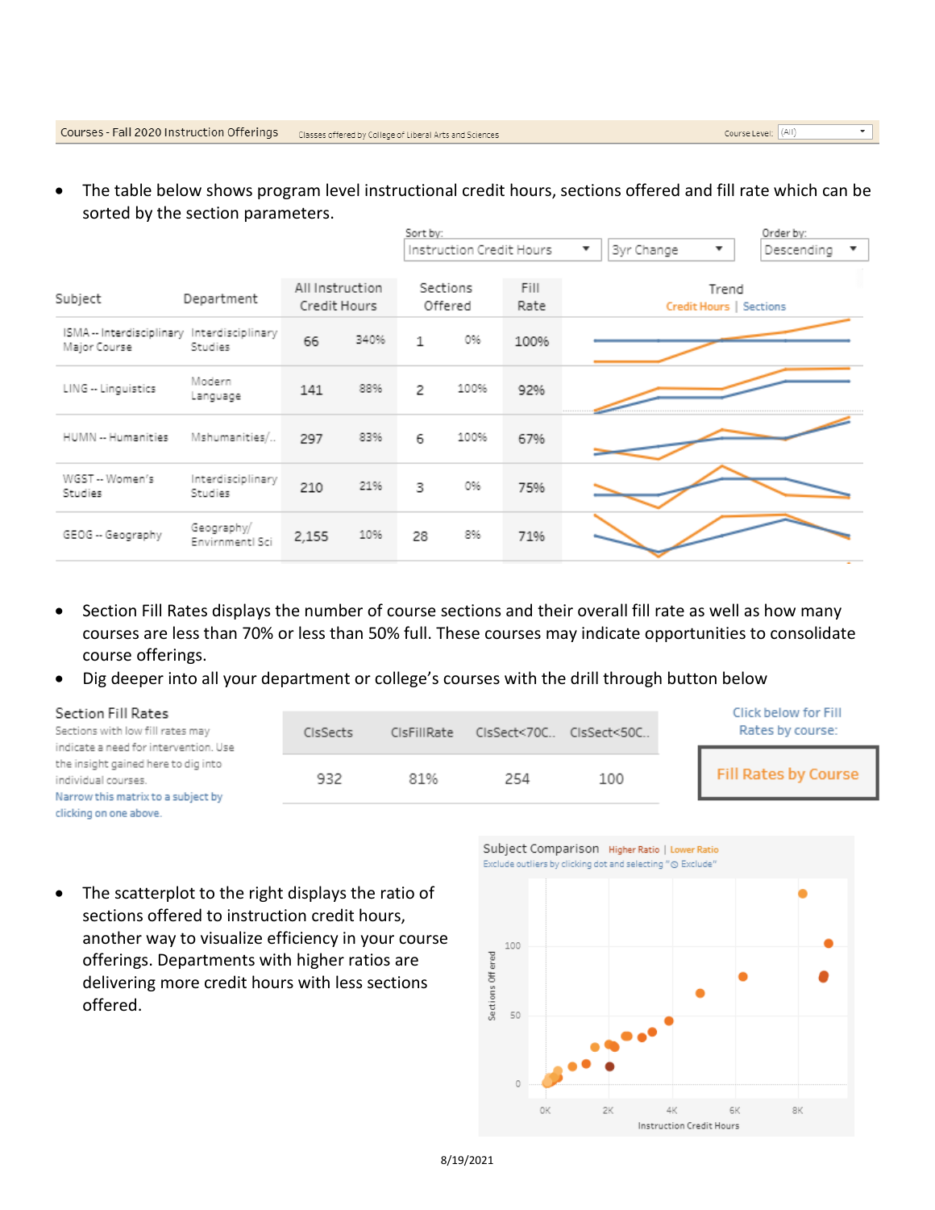Courses - Fall 2020 Instruction Offerings — Classes offered by College of Liberal Arts and Sciences — Course Level: (All)

- The table below shows program level instructional credit hours, sections offered and fill rate which can be sorted by the section parameters.

Sort by: Instruction Credit Hours | 3yr Change — Order by: Descending

| Subject | Department | All Instruction Credit Hours | | Sections Offered | | Fill Rate | Trend (Credit Hours \| Sections) |
|---|---|---|---|---|---|---|---|
| ISMA -- Interdisciplinary Major Course | Interdisciplinary Studies | 66 | 340% | 1 | 0% | 100% | |
| LING -- Linguistics | Modern Language | 141 | 88% | 2 | 100% | 92% | |
| HUMN -- Humanities | Mshumanities/.. | 297 | 83% | 6 | 100% | 67% | |
| WGST -- Women's Studies | Interdisciplinary Studies | 210 | 21% | 3 | 0% | 75% | |
| GEOG -- Geography | Geography/ Envirnmentl Sci | 2,155 | 10% | 28 | 8% | 71% | |

- Section Fill Rates displays the number of course sections and their overall fill rate as well as how many courses are less than 70% or less than 50% full. These courses may indicate opportunities to consolidate course offerings.
- Dig deeper into all your department or college's courses with the drill through button below

**Section Fill Rates**

Sections with low fill rates may indicate a need for intervention. Use the insight gained here to dig into individual courses.
Narrow this matrix to a subject by clicking on one above.

| ClsSects | ClsFillRate | ClsSect<70C.. | ClsSect<50C.. |
|---|---|---|---|
| 932 | 81% | 254 | 100 |

Click below for Fill Rates by course:

**Fill Rates by Course**

- The scatterplot to the right displays the ratio of sections offered to instruction credit hours, another way to visualize efficiency in your course offerings. Departments with higher ratios are delivering more credit hours with less sections offered.

Subject Comparison — Higher Ratio | Lower Ratio
Exclude outliers by clicking dot and selecting "Exclude"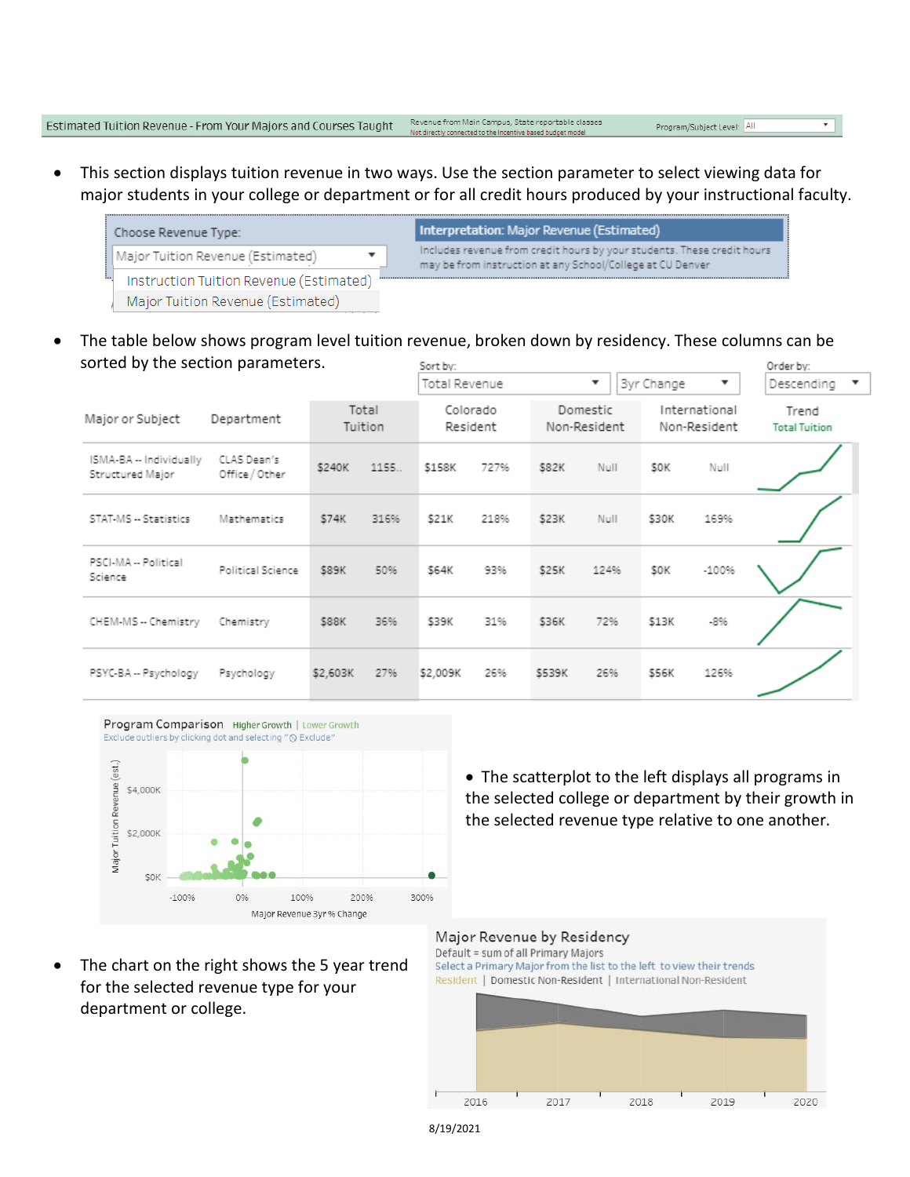Estimated Tuition Revenue - From Your Majors and Courses Taught

Revenue from Main Campus, State reportable classes
Not directly connected to the incentive based budget model

Program/Subject Level: All

- This section displays tuition revenue in two ways. Use the section parameter to select viewing data for major students in your college or department or for all credit hours produced by your instructional faculty.

Choose Revenue Type:
Major Tuition Revenue (Estimated)
Instruction Tuition Revenue (Estimated)
Major Tuition Revenue (Estimated)

**Interpretation: Major Revenue (Estimated)**
Includes revenue from credit hours by your students. These credit hours may be from instruction at any School/College at CU Denver

- The table below shows program level tuition revenue, broken down by residency. These columns can be sorted by the section parameters.

Sort by: Total Revenue | 3yr Change
Order by: Descending

| Major or Subject | Department | Total Tuition | | Colorado Resident | | Domestic Non-Resident | | International Non-Resident | | Trend Total Tuition |
|---|---|---|---|---|---|---|---|---|---|---|
| ISMA-BA -- Individually Structured Major | CLAS Dean's Office / Other | $240K | 1155.. | $158K | 727% | $82K | Null | $0K | Null | |
| STAT-MS -- Statistics | Mathematics | $74K | 316% | $21K | 218% | $23K | Null | $30K | 169% | |
| PSCI-MA -- Political Science | Political Science | $89K | 50% | $64K | 93% | $25K | 124% | $0K | -100% | |
| CHEM-MS -- Chemistry | Chemistry | $88K | 36% | $39K | 31% | $36K | 72% | $13K | -8% | |
| PSYC-BA -- Psychology | Psychology | $2,603K | 27% | $2,009K | 26% | $539K | 26% | $56K | 126% | |

Program Comparison Higher Growth | Lower Growth
Exclude outliers by clicking dot and selecting "⊘ Exclude"
Major Tuition Revenue (est.)
$4,000K
$2,000K
$0K
-100% 0% 100% 200% 300%
Major Revenue 3yr % Change

- The scatterplot to the left displays all programs in the selected college or department by their growth in the selected revenue type relative to one another.

- The chart on the right shows the 5 year trend for the selected revenue type for your department or college.

Major Revenue by Residency
Default = sum of all Primary Majors
Select a Primary Major from the list to the left to view their trends
Resident | Domestic Non-Resident | International Non-Resident
2016 2017 2018 2019 2020

8/19/2021